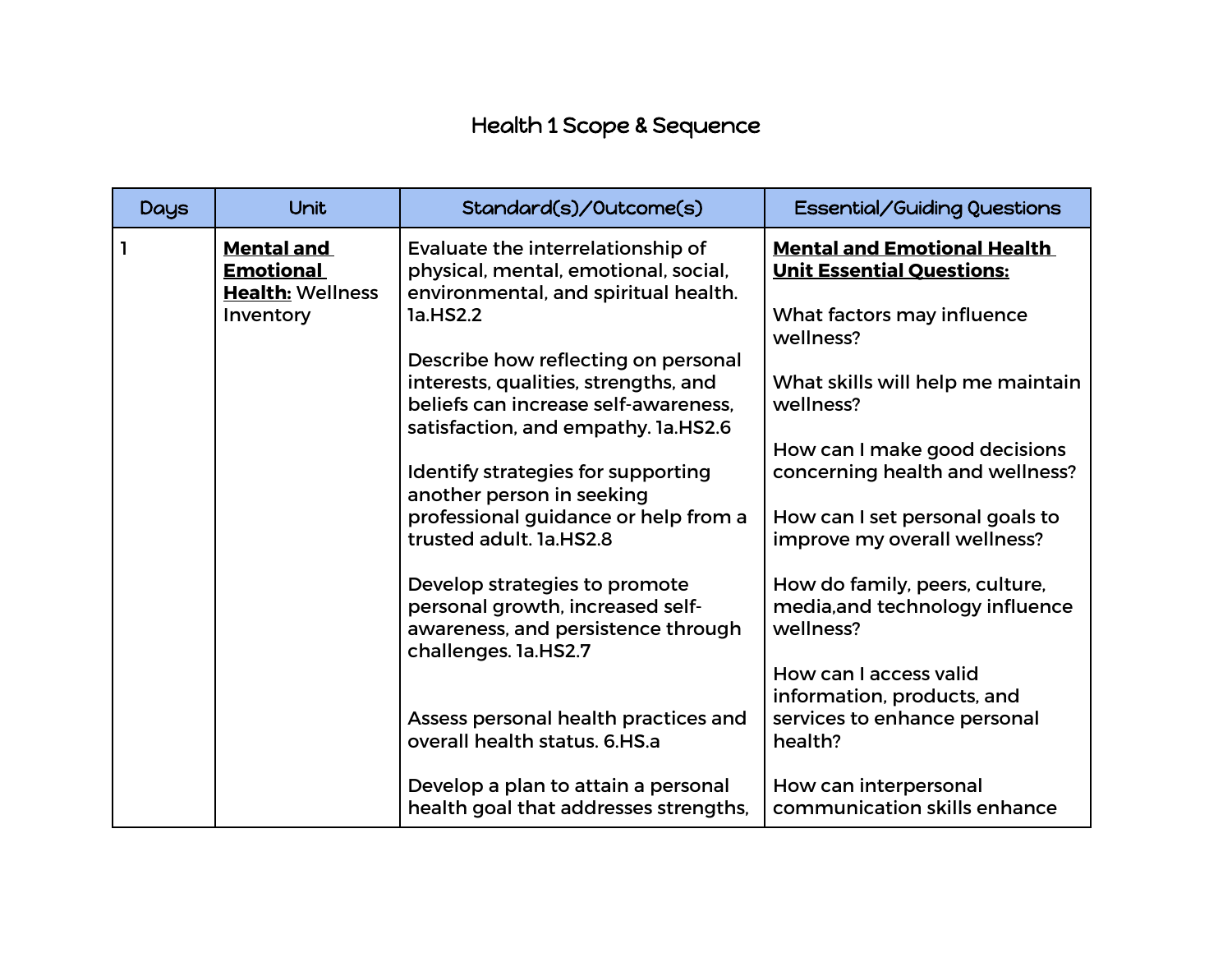# Health 1 Scope & Sequence

| Days | Unit | Standard(s)/Outcome(s) | Essential/Guiding Questions |
|---|---|---|---|
| 1 | **Mental and Emotional Health:** Wellness Inventory | Evaluate the interrelationship of physical, mental, emotional, social, environmental, and spiritual health. 1a.HS2.2<br><br>Describe how reflecting on personal interests, qualities, strengths, and beliefs can increase self-awareness, satisfaction, and empathy. 1a.HS2.6<br><br>Identify strategies for supporting another person in seeking professional guidance or help from a trusted adult. 1a.HS2.8<br><br>Develop strategies to promote personal growth, increased self-awareness, and persistence through challenges. 1a.HS2.7<br><br>Assess personal health practices and overall health status. 6.HS.a<br><br>Develop a plan to attain a personal health goal that addresses strengths, | **Mental and Emotional Health Unit Essential Questions:**<br><br>What factors may influence wellness?<br><br>What skills will help me maintain wellness?<br><br>How can I make good decisions concerning health and wellness?<br><br>How can I set personal goals to improve my overall wellness?<br><br>How do family, peers, culture, media,and technology influence wellness?<br><br>How can I access valid information, products, and services to enhance personal health?<br><br>How can interpersonal communication skills enhance |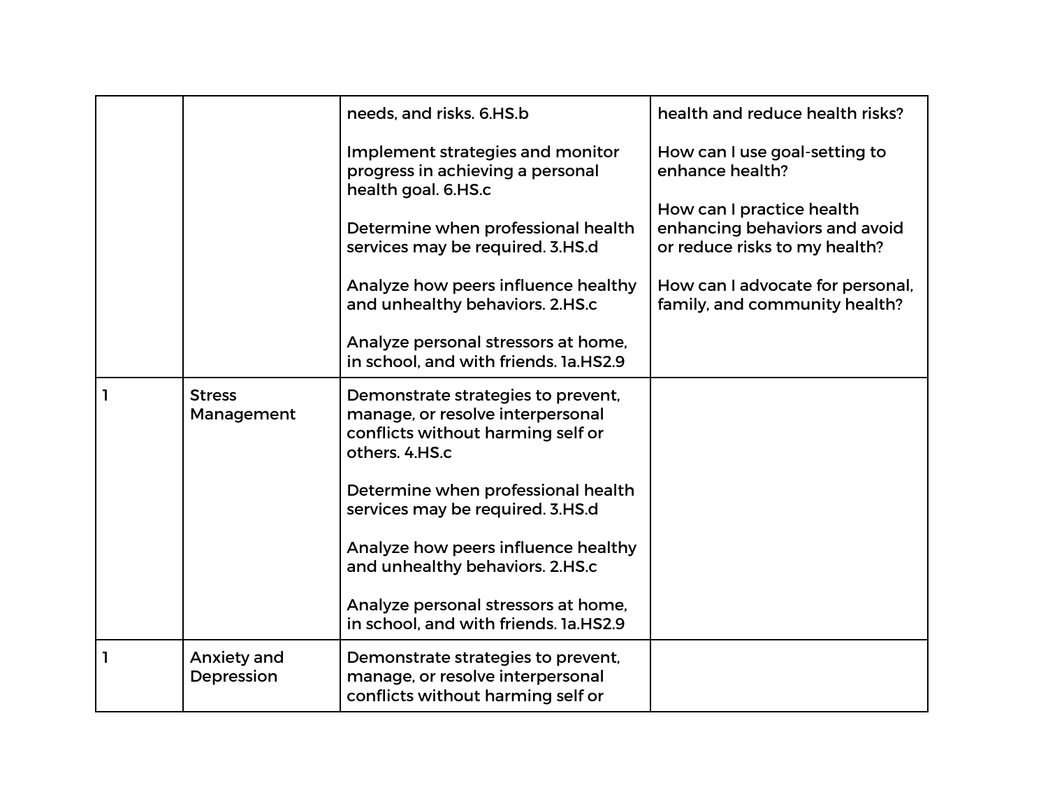| | | | |
|---|---|---|---|
| | | needs, and risks. 6.HS.b<br><br>Implement strategies and monitor progress in achieving a personal health goal. 6.HS.c<br><br>Determine when professional health services may be required. 3.HS.d<br><br>Analyze how peers influence healthy and unhealthy behaviors. 2.HS.c<br><br>Analyze personal stressors at home, in school, and with friends. 1a.HS2.9 | health and reduce health risks?<br><br>How can I use goal-setting to enhance health?<br><br>How can I practice health enhancing behaviors and avoid or reduce risks to my health?<br><br>How can I advocate for personal, family, and community health? |
| 1 | Stress Management | Demonstrate strategies to prevent, manage, or resolve interpersonal conflicts without harming self or others. 4.HS.c<br><br>Determine when professional health services may be required. 3.HS.d<br><br>Analyze how peers influence healthy and unhealthy behaviors. 2.HS.c<br><br>Analyze personal stressors at home, in school, and with friends. 1a.HS2.9 | |
| 1 | Anxiety and Depression | Demonstrate strategies to prevent, manage, or resolve interpersonal conflicts without harming self or | |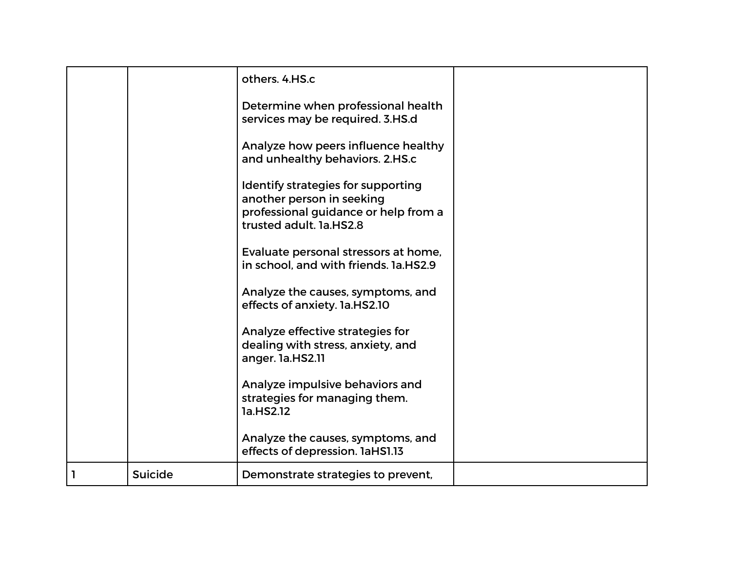| | | | |
|---|---|---|---|
| | | others. 4.HS.c<br><br>Determine when professional health services may be required. 3.HS.d<br><br>Analyze how peers influence healthy and unhealthy behaviors. 2.HS.c<br><br>Identify strategies for supporting another person in seeking professional guidance or help from a trusted adult. 1a.HS2.8<br><br>Evaluate personal stressors at home, in school, and with friends. 1a.HS2.9<br><br>Analyze the causes, symptoms, and effects of anxiety. 1a.HS2.10<br><br>Analyze effective strategies for dealing with stress, anxiety, and anger. 1a.HS2.11<br><br>Analyze impulsive behaviors and strategies for managing them. 1a.HS2.12<br><br>Analyze the causes, symptoms, and effects of depression. 1aHS1.13 | |
| 1 | Suicide | Demonstrate strategies to prevent, | |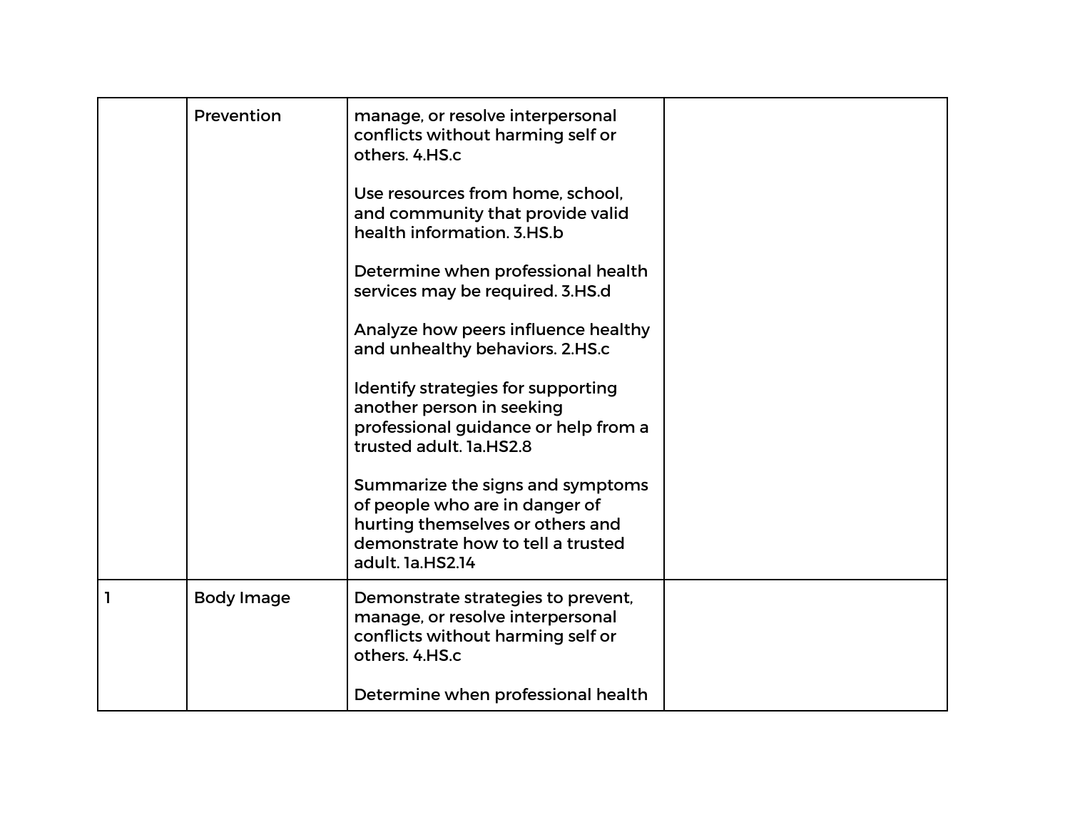| | | | |
|---|---|---|---|
| | Prevention | manage, or resolve interpersonal conflicts without harming self or others. 4.HS.c<br><br>Use resources from home, school, and community that provide valid health information. 3.HS.b<br><br>Determine when professional health services may be required. 3.HS.d<br><br>Analyze how peers influence healthy and unhealthy behaviors. 2.HS.c<br><br>Identify strategies for supporting another person in seeking professional guidance or help from a trusted adult. 1a.HS2.8<br><br>Summarize the signs and symptoms of people who are in danger of hurting themselves or others and demonstrate how to tell a trusted adult. 1a.HS2.14 | |
| 1 | Body Image | Demonstrate strategies to prevent, manage, or resolve interpersonal conflicts without harming self or others. 4.HS.c<br><br>Determine when professional health | |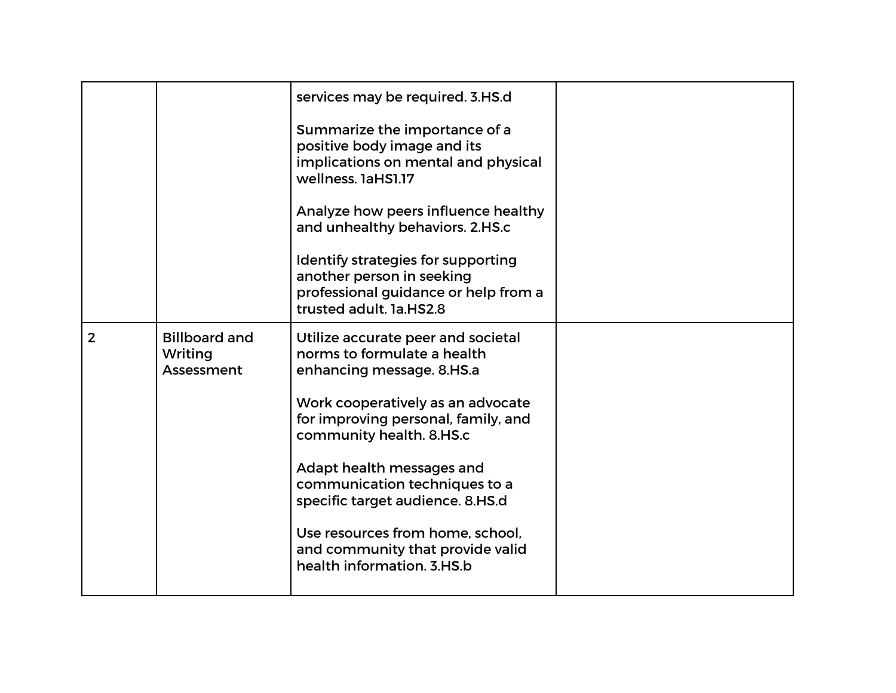| | | | |
|---|---|---|---|
| | | services may be required. 3.HS.d<br><br>Summarize the importance of a positive body image and its implications on mental and physical wellness. 1aHS1.17<br><br>Analyze how peers influence healthy and unhealthy behaviors. 2.HS.c<br><br>Identify strategies for supporting another person in seeking professional guidance or help from a trusted adult. 1a.HS2.8 | |
| 2 | Billboard and Writing Assessment | Utilize accurate peer and societal norms to formulate a health enhancing message. 8.HS.a<br><br>Work cooperatively as an advocate for improving personal, family, and community health. 8.HS.c<br><br>Adapt health messages and communication techniques to a specific target audience. 8.HS.d<br><br>Use resources from home, school, and community that provide valid health information. 3.HS.b | |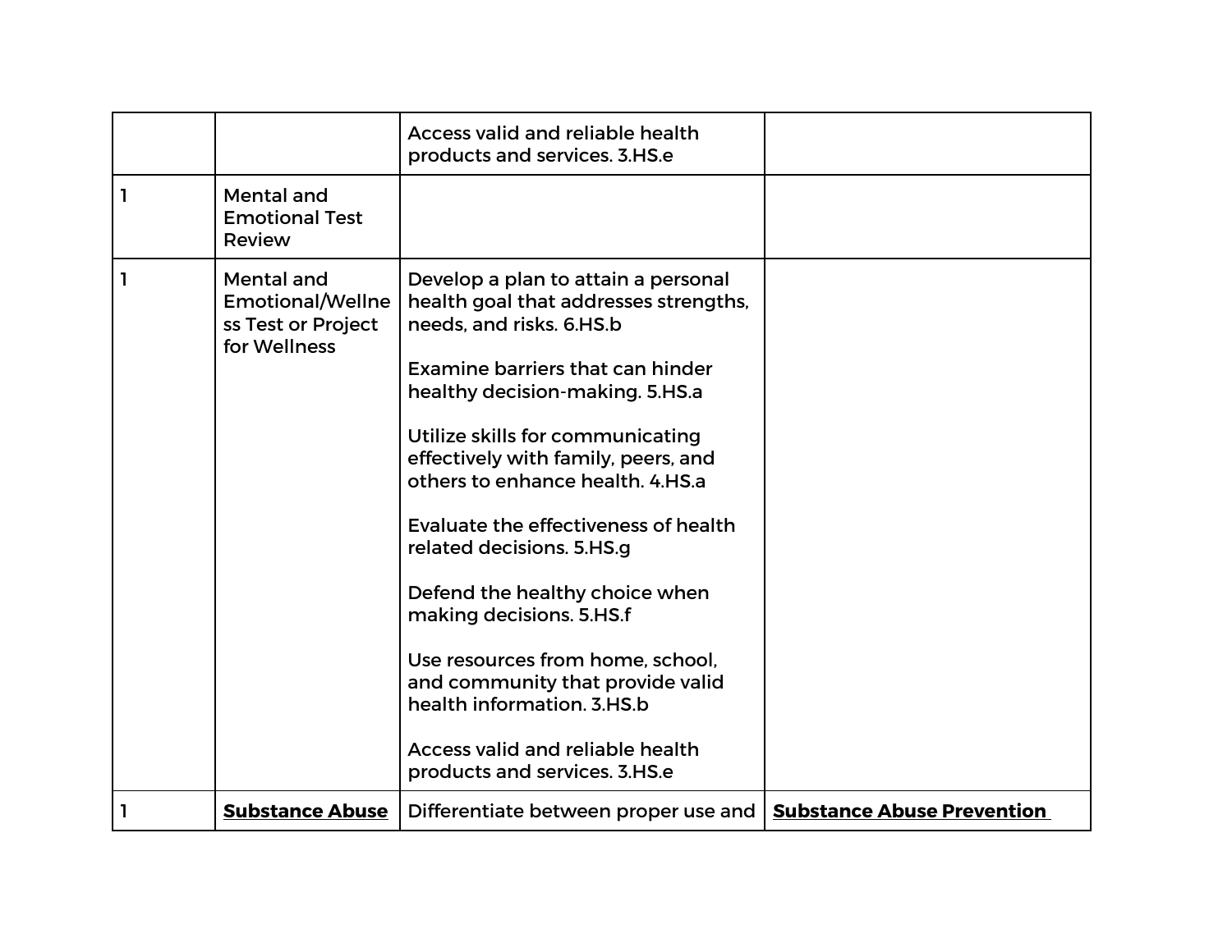| | | | |
|---|---|---|---|
| | | Access valid and reliable health products and services. 3.HS.e | |
| 1 | Mental and Emotional Test Review | | |
| 1 | Mental and Emotional/Wellness Test or Project for Wellness | Develop a plan to attain a personal health goal that addresses strengths, needs, and risks. 6.HS.b<br><br>Examine barriers that can hinder healthy decision-making. 5.HS.a<br><br>Utilize skills for communicating effectively with family, peers, and others to enhance health. 4.HS.a<br><br>Evaluate the effectiveness of health related decisions. 5.HS.g<br><br>Defend the healthy choice when making decisions. 5.HS.f<br><br>Use resources from home, school, and community that provide valid health information. 3.HS.b<br><br>Access valid and reliable health products and services. 3.HS.e | |
| 1 | **Substance Abuse** | Differentiate between proper use and | **Substance Abuse Prevention** |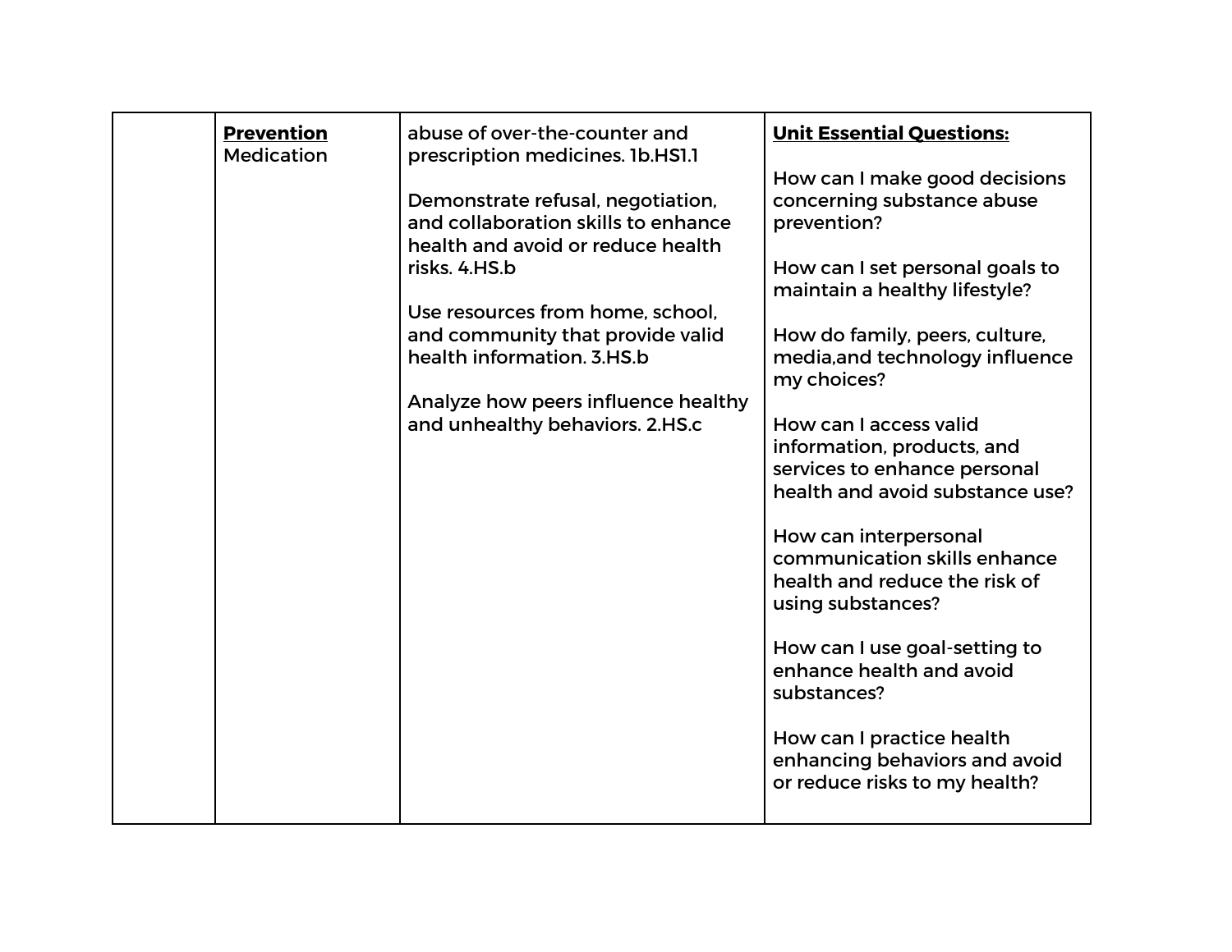| | | | |
|---|---|---|---|
| | **Prevention** Medication | abuse of over-the-counter and prescription medicines. 1b.HS1.1<br><br>Demonstrate refusal, negotiation, and collaboration skills to enhance health and avoid or reduce health risks. 4.HS.b<br><br>Use resources from home, school, and community that provide valid health information. 3.HS.b<br><br>Analyze how peers influence healthy and unhealthy behaviors. 2.HS.c | **Unit Essential Questions:**<br><br>How can I make good decisions concerning substance abuse prevention?<br><br>How can I set personal goals to maintain a healthy lifestyle?<br><br>How do family, peers, culture, media,and technology influence my choices?<br><br>How can I access valid information, products, and services to enhance personal health and avoid substance use?<br><br>How can interpersonal communication skills enhance health and reduce the risk of using substances?<br><br>How can I use goal-setting to enhance health and avoid substances?<br><br>How can I practice health enhancing behaviors and avoid or reduce risks to my health? |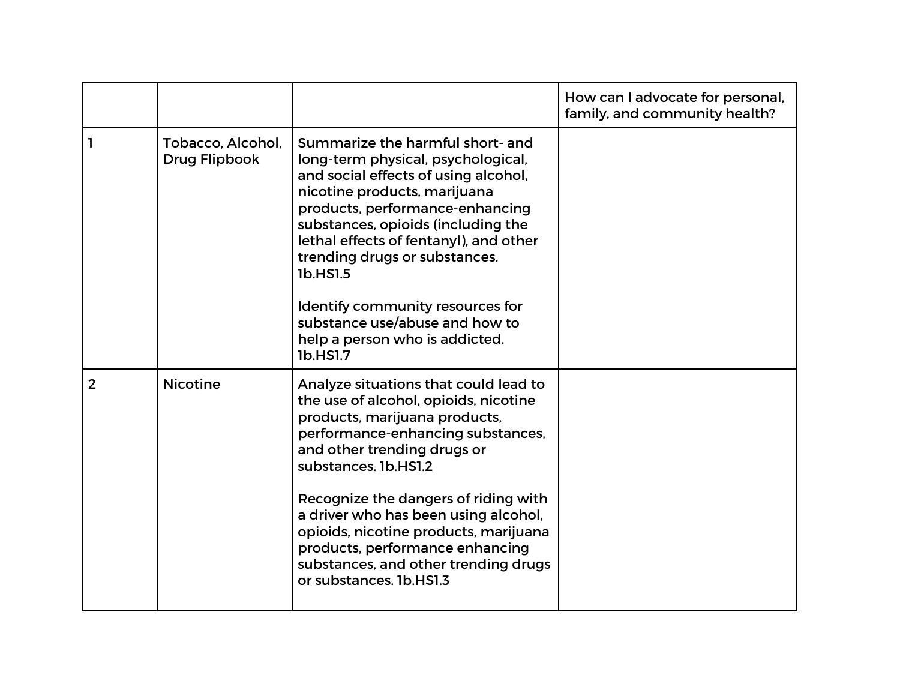| | | | How can I advocate for personal, family, and community health? |
|---|---|---|---|
| 1 | Tobacco, Alcohol, Drug Flipbook | Summarize the harmful short- and long-term physical, psychological, and social effects of using alcohol, nicotine products, marijuana products, performance-enhancing substances, opioids (including the lethal effects of fentanyl), and other trending drugs or substances. 1b.HS1.5<br><br>Identify community resources for substance use/abuse and how to help a person who is addicted. 1b.HS1.7 | |
| 2 | Nicotine | Analyze situations that could lead to the use of alcohol, opioids, nicotine products, marijuana products, performance-enhancing substances, and other trending drugs or substances. 1b.HS1.2<br><br>Recognize the dangers of riding with a driver who has been using alcohol, opioids, nicotine products, marijuana products, performance enhancing substances, and other trending drugs or substances. 1b.HS1.3 | |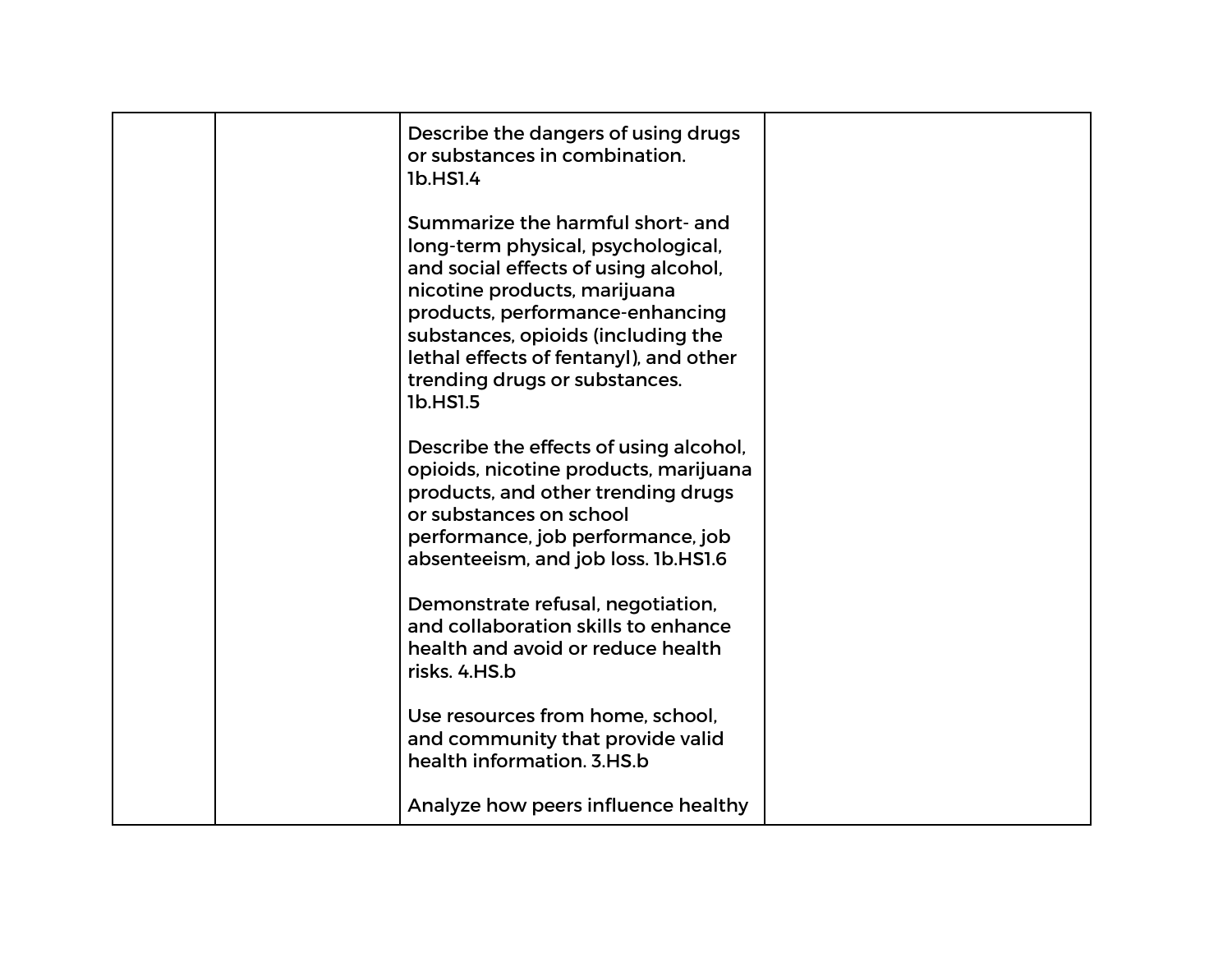|  |  |  |  |
|---|---|---|---|
|  |  | Describe the dangers of using drugs or substances in combination. 1b.HS1.4<br><br>Summarize the harmful short- and long-term physical, psychological, and social effects of using alcohol, nicotine products, marijuana products, performance-enhancing substances, opioids (including the lethal effects of fentanyl), and other trending drugs or substances. 1b.HS1.5<br><br>Describe the effects of using alcohol, opioids, nicotine products, marijuana products, and other trending drugs or substances on school performance, job performance, job absenteeism, and job loss. 1b.HS1.6<br><br>Demonstrate refusal, negotiation, and collaboration skills to enhance health and avoid or reduce health risks. 4.HS.b<br><br>Use resources from home, school, and community that provide valid health information. 3.HS.b<br><br>Analyze how peers influence healthy |  |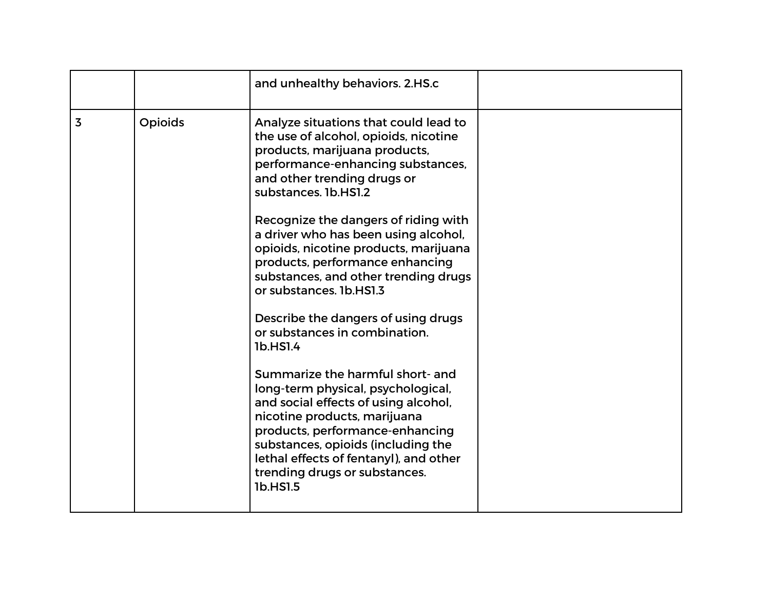| | | | |
|---|---|---|---|
| | | and unhealthy behaviors. 2.HS.c | |
| 3 | Opioids | Analyze situations that could lead to the use of alcohol, opioids, nicotine products, marijuana products, performance-enhancing substances, and other trending drugs or substances. 1b.HS1.2<br><br>Recognize the dangers of riding with a driver who has been using alcohol, opioids, nicotine products, marijuana products, performance enhancing substances, and other trending drugs or substances. 1b.HS1.3<br><br>Describe the dangers of using drugs or substances in combination. 1b.HS1.4<br><br>Summarize the harmful short- and long-term physical, psychological, and social effects of using alcohol, nicotine products, marijuana products, performance-enhancing substances, opioids (including the lethal effects of fentanyl), and other trending drugs or substances. 1b.HS1.5 | |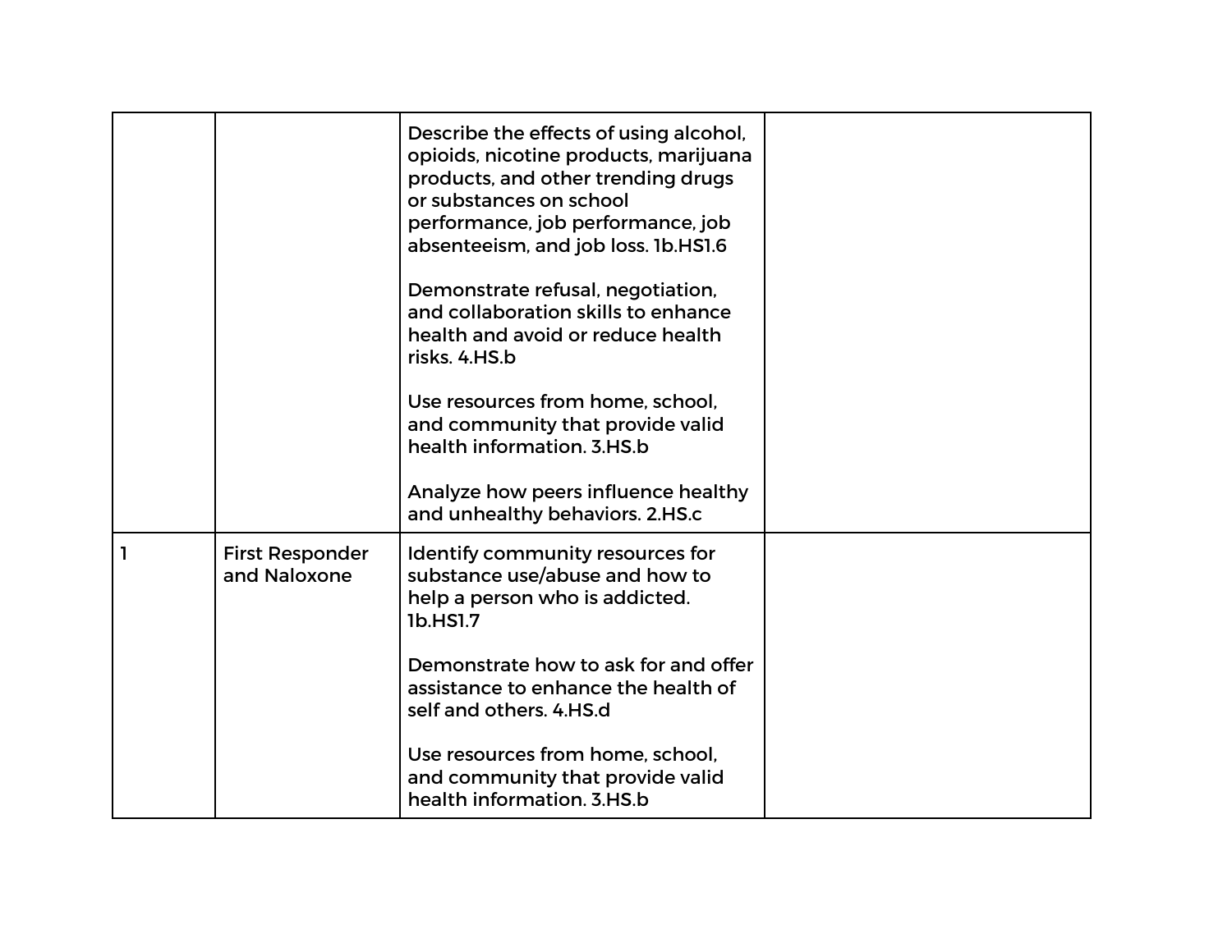| | | | |
|---|---|---|---|
| | | Describe the effects of using alcohol, opioids, nicotine products, marijuana products, and other trending drugs or substances on school performance, job performance, job absenteeism, and job loss. 1b.HS1.6<br><br>Demonstrate refusal, negotiation, and collaboration skills to enhance health and avoid or reduce health risks. 4.HS.b<br><br>Use resources from home, school, and community that provide valid health information. 3.HS.b<br><br>Analyze how peers influence healthy and unhealthy behaviors. 2.HS.c | |
| 1 | First Responder and Naloxone | Identify community resources for substance use/abuse and how to help a person who is addicted. 1b.HS1.7<br><br>Demonstrate how to ask for and offer assistance to enhance the health of self and others. 4.HS.d<br><br>Use resources from home, school, and community that provide valid health information. 3.HS.b | |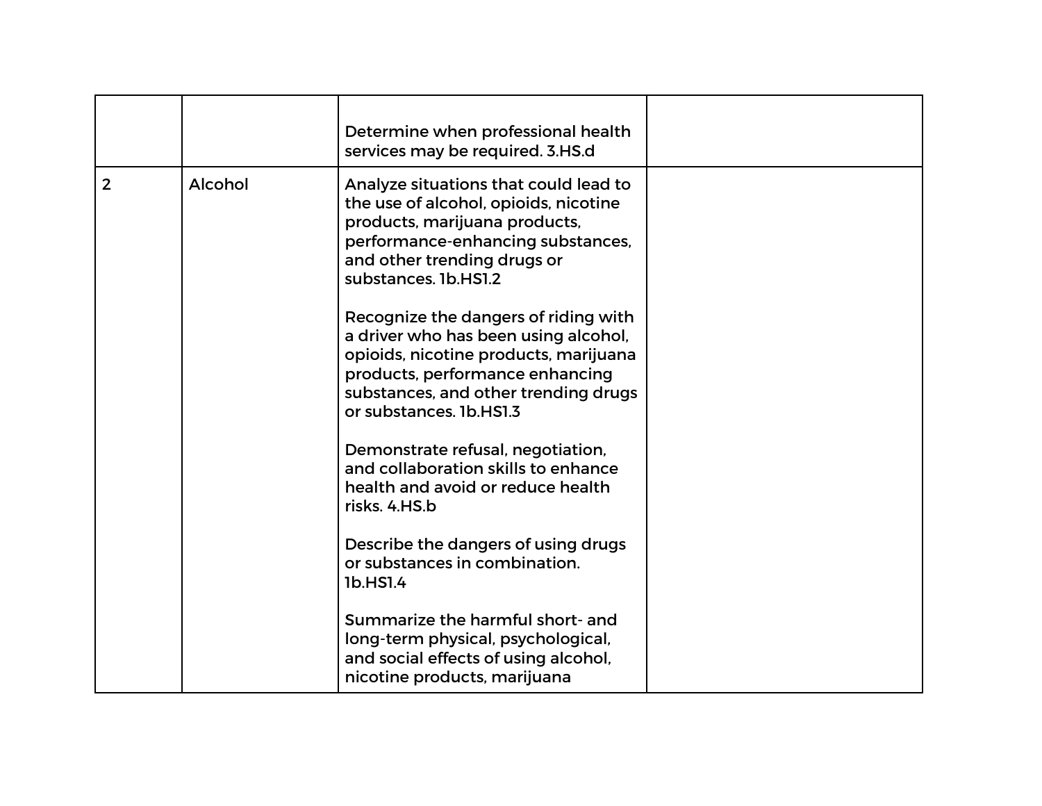| | | | |
|---|---|---|---|
| | | Determine when professional health services may be required. 3.HS.d | |
| 2 | Alcohol | Analyze situations that could lead to the use of alcohol, opioids, nicotine products, marijuana products, performance-enhancing substances, and other trending drugs or substances. 1b.HS1.2<br><br>Recognize the dangers of riding with a driver who has been using alcohol, opioids, nicotine products, marijuana products, performance enhancing substances, and other trending drugs or substances. 1b.HS1.3<br><br>Demonstrate refusal, negotiation, and collaboration skills to enhance health and avoid or reduce health risks. 4.HS.b<br><br>Describe the dangers of using drugs or substances in combination. 1b.HS1.4<br><br>Summarize the harmful short- and long-term physical, psychological, and social effects of using alcohol, nicotine products, marijuana | |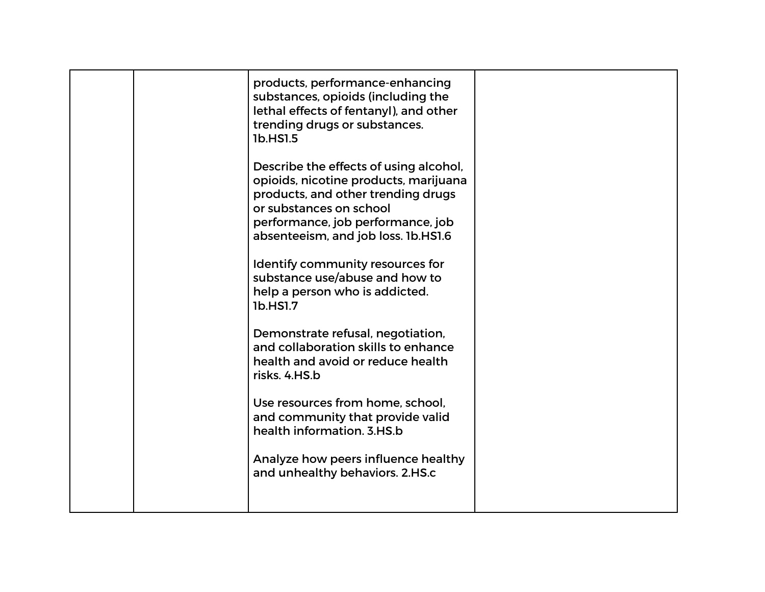| | | | |
|---|---|---|---|
| | | products, performance-enhancing substances, opioids (including the lethal effects of fentanyl), and other trending drugs or substances. 1b.HS1.5<br><br>Describe the effects of using alcohol, opioids, nicotine products, marijuana products, and other trending drugs or substances on school performance, job performance, job absenteeism, and job loss. 1b.HS1.6<br><br>Identify community resources for substance use/abuse and how to help a person who is addicted. 1b.HS1.7<br><br>Demonstrate refusal, negotiation, and collaboration skills to enhance health and avoid or reduce health risks. 4.HS.b<br><br>Use resources from home, school, and community that provide valid health information. 3.HS.b<br><br>Analyze how peers influence healthy and unhealthy behaviors. 2.HS.c | |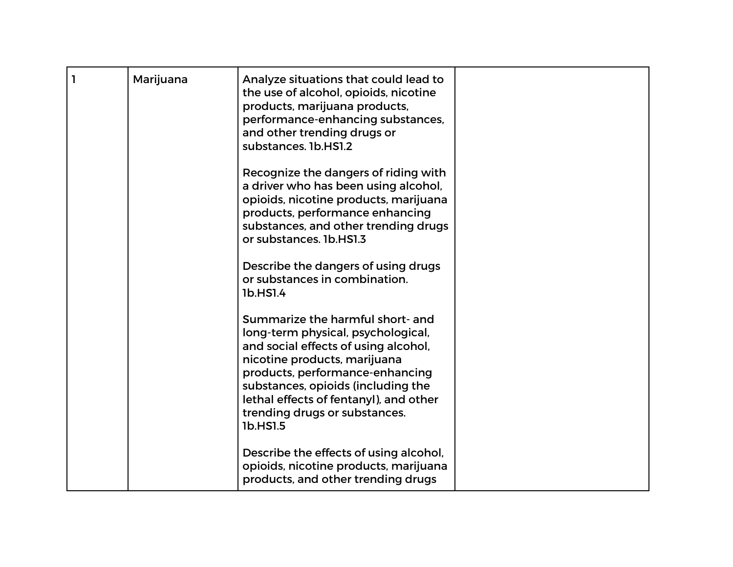| | | | |
|---|---|---|---|
| 1 | Marijuana | Analyze situations that could lead to the use of alcohol, opioids, nicotine products, marijuana products, performance-enhancing substances, and other trending drugs or substances. 1b.HS1.2<br><br>Recognize the dangers of riding with a driver who has been using alcohol, opioids, nicotine products, marijuana products, performance enhancing substances, and other trending drugs or substances. 1b.HS1.3<br><br>Describe the dangers of using drugs or substances in combination. 1b.HS1.4<br><br>Summarize the harmful short- and long-term physical, psychological, and social effects of using alcohol, nicotine products, marijuana products, performance-enhancing substances, opioids (including the lethal effects of fentanyl), and other trending drugs or substances. 1b.HS1.5<br><br>Describe the effects of using alcohol, opioids, nicotine products, marijuana products, and other trending drugs | |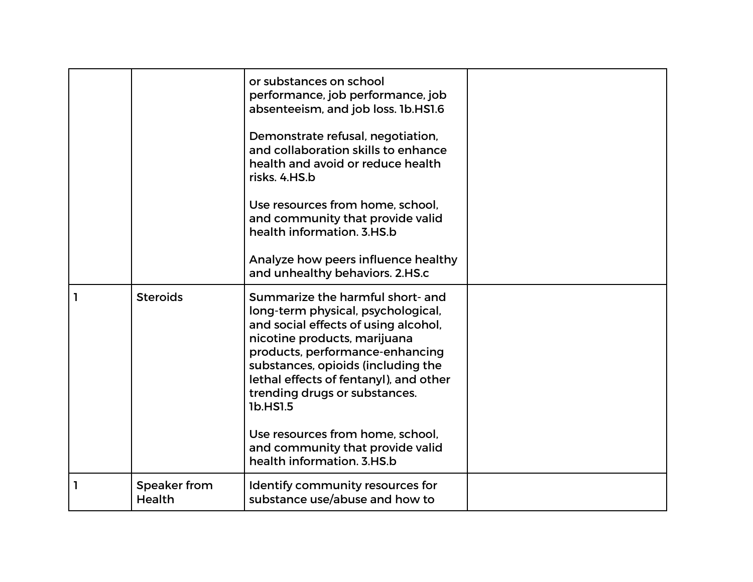|  |  |  |  |
|---|---|---|---|
|  |  | or substances on school performance, job performance, job absenteeism, and job loss. 1b.HS1.6<br><br>Demonstrate refusal, negotiation, and collaboration skills to enhance health and avoid or reduce health risks. 4.HS.b<br><br>Use resources from home, school, and community that provide valid health information. 3.HS.b<br><br>Analyze how peers influence healthy and unhealthy behaviors. 2.HS.c |  |
| 1 | Steroids | Summarize the harmful short- and long-term physical, psychological, and social effects of using alcohol, nicotine products, marijuana products, performance-enhancing substances, opioids (including the lethal effects of fentanyl), and other trending drugs or substances. 1b.HS1.5<br><br>Use resources from home, school, and community that provide valid health information. 3.HS.b |  |
| 1 | Speaker from Health | Identify community resources for substance use/abuse and how to |  |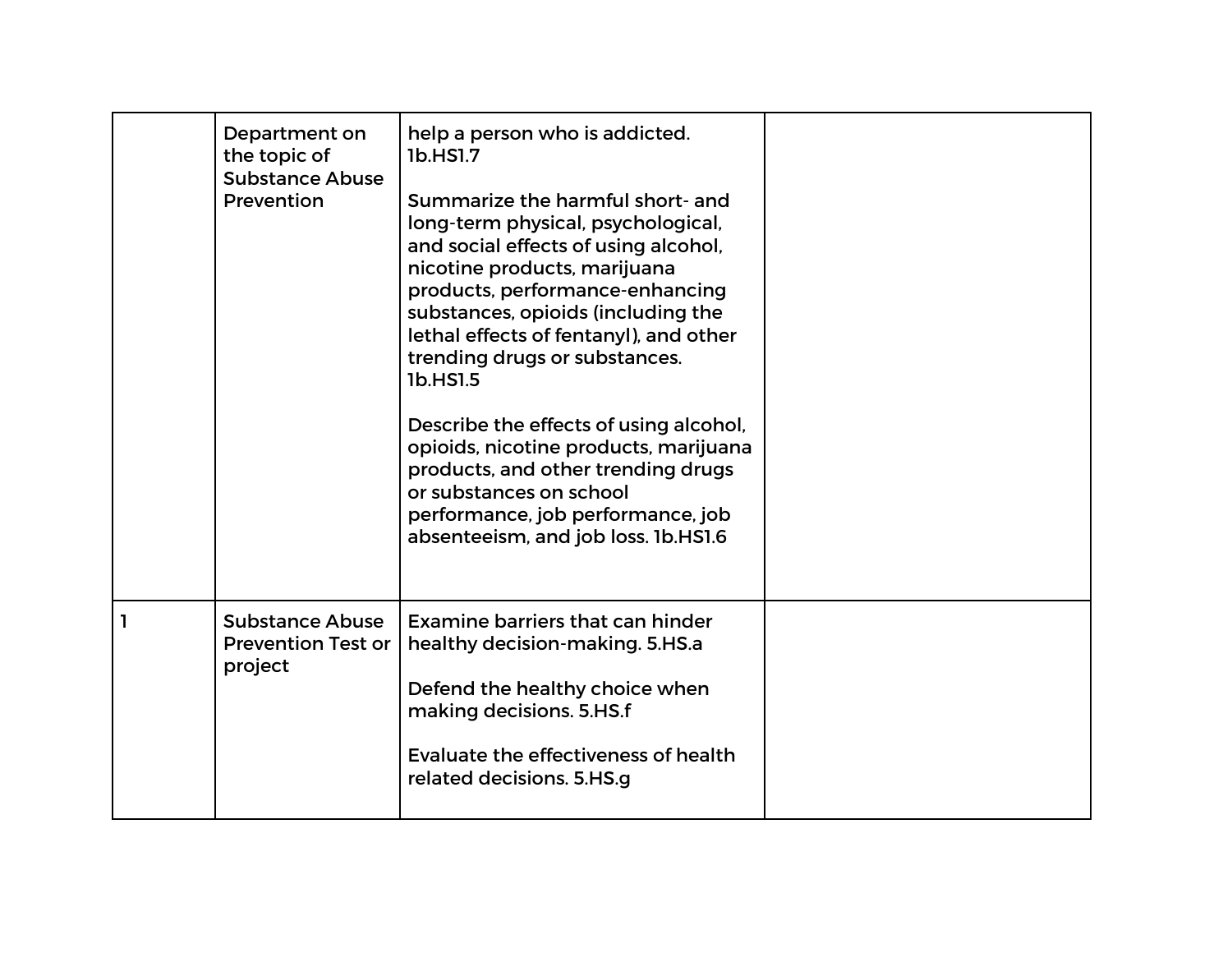| | | | |
|---|---|---|---|
| | Department on the topic of Substance Abuse Prevention | help a person who is addicted. 1b.HS1.7<br><br>Summarize the harmful short- and long-term physical, psychological, and social effects of using alcohol, nicotine products, marijuana products, performance-enhancing substances, opioids (including the lethal effects of fentanyl), and other trending drugs or substances. 1b.HS1.5<br><br>Describe the effects of using alcohol, opioids, nicotine products, marijuana products, and other trending drugs or substances on school performance, job performance, job absenteeism, and job loss. 1b.HS1.6 | |
| 1 | Substance Abuse Prevention Test or project | Examine barriers that can hinder healthy decision-making. 5.HS.a<br><br>Defend the healthy choice when making decisions. 5.HS.f<br><br>Evaluate the effectiveness of health related decisions. 5.HS.g | |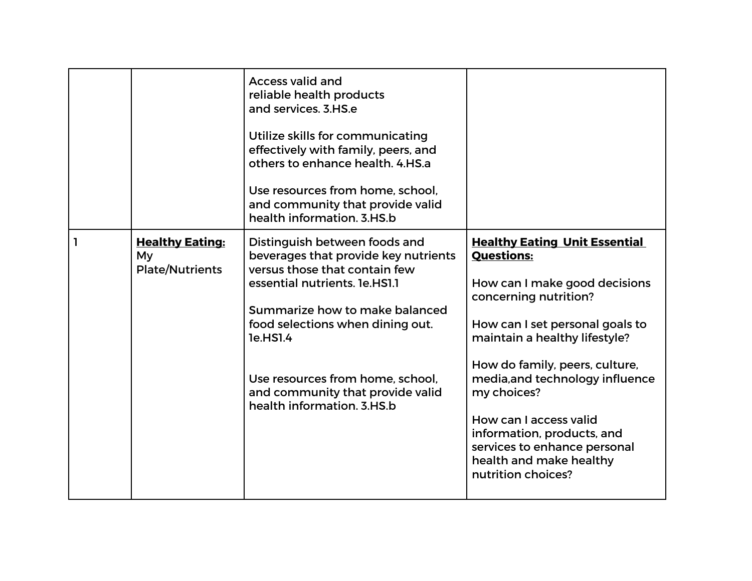| | | | |
|---|---|---|---|
| | | Access valid and reliable health products and services. 3.HS.e<br><br>Utilize skills for communicating effectively with family, peers, and others to enhance health. 4.HS.a<br><br>Use resources from home, school, and community that provide valid health information. 3.HS.b | |
| 1 | **Healthy Eating:** My Plate/Nutrients | Distinguish between foods and beverages that provide key nutrients versus those that contain few essential nutrients. 1e.HS1.1<br><br>Summarize how to make balanced food selections when dining out. 1e.HS1.4<br><br>Use resources from home, school, and community that provide valid health information. 3.HS.b | **Healthy Eating Unit Essential Questions:**<br><br>How can I make good decisions concerning nutrition?<br><br>How can I set personal goals to maintain a healthy lifestyle?<br><br>How do family, peers, culture, media,and technology influence my choices?<br><br>How can I access valid information, products, and services to enhance personal health and make healthy nutrition choices? |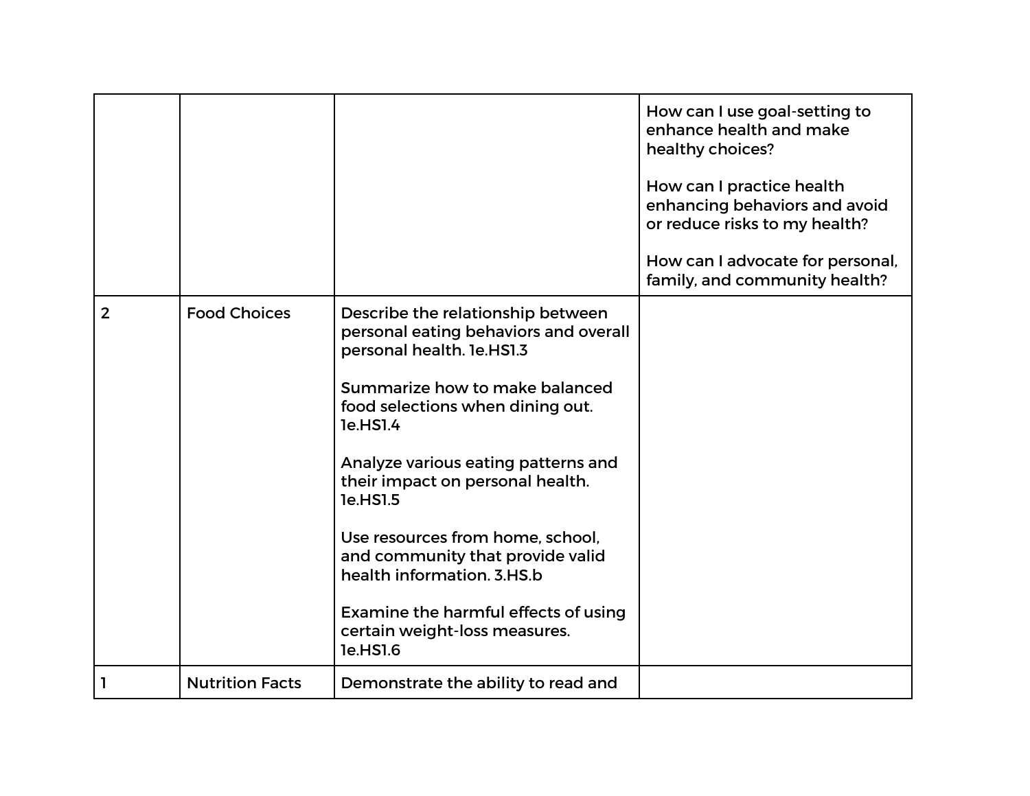| | | | |
|---|---|---|---|
| | | | How can I use goal-setting to enhance health and make healthy choices?<br><br>How can I practice health enhancing behaviors and avoid or reduce risks to my health?<br><br>How can I advocate for personal, family, and community health? |
| 2 | Food Choices | Describe the relationship between personal eating behaviors and overall personal health. 1e.HS1.3<br><br>Summarize how to make balanced food selections when dining out. 1e.HS1.4<br><br>Analyze various eating patterns and their impact on personal health. 1e.HS1.5<br><br>Use resources from home, school, and community that provide valid health information. 3.HS.b<br><br>Examine the harmful effects of using certain weight-loss measures. 1e.HS1.6 | |
| 1 | Nutrition Facts | Demonstrate the ability to read and | |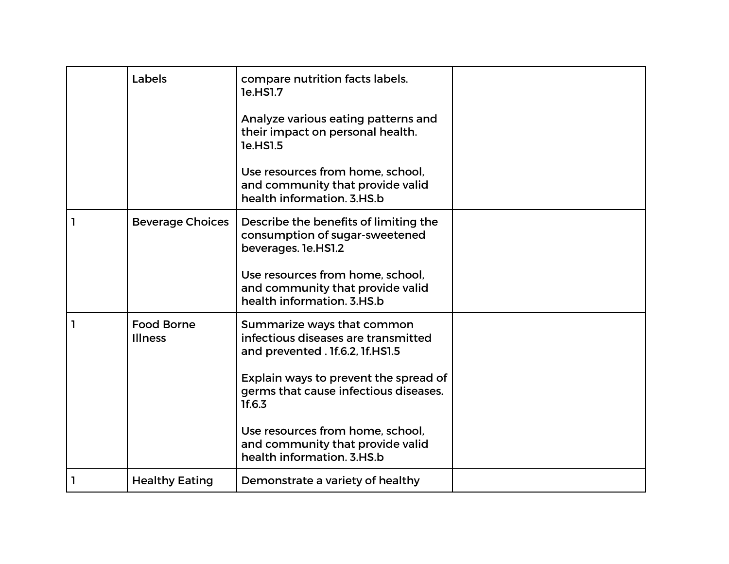| | | | |
|---|---|---|---|
| | Labels | compare nutrition facts labels. 1e.HS1.7<br><br>Analyze various eating patterns and their impact on personal health. 1e.HS1.5<br><br>Use resources from home, school, and community that provide valid health information. 3.HS.b | |
| 1 | Beverage Choices | Describe the benefits of limiting the consumption of sugar-sweetened beverages. 1e.HS1.2<br><br>Use resources from home, school, and community that provide valid health information. 3.HS.b | |
| 1 | Food Borne Illness | Summarize ways that common infectious diseases are transmitted and prevented . 1f.6.2, 1f.HS1.5<br><br>Explain ways to prevent the spread of germs that cause infectious diseases. 1f.6.3<br><br>Use resources from home, school, and community that provide valid health information. 3.HS.b | |
| 1 | Healthy Eating | Demonstrate a variety of healthy | |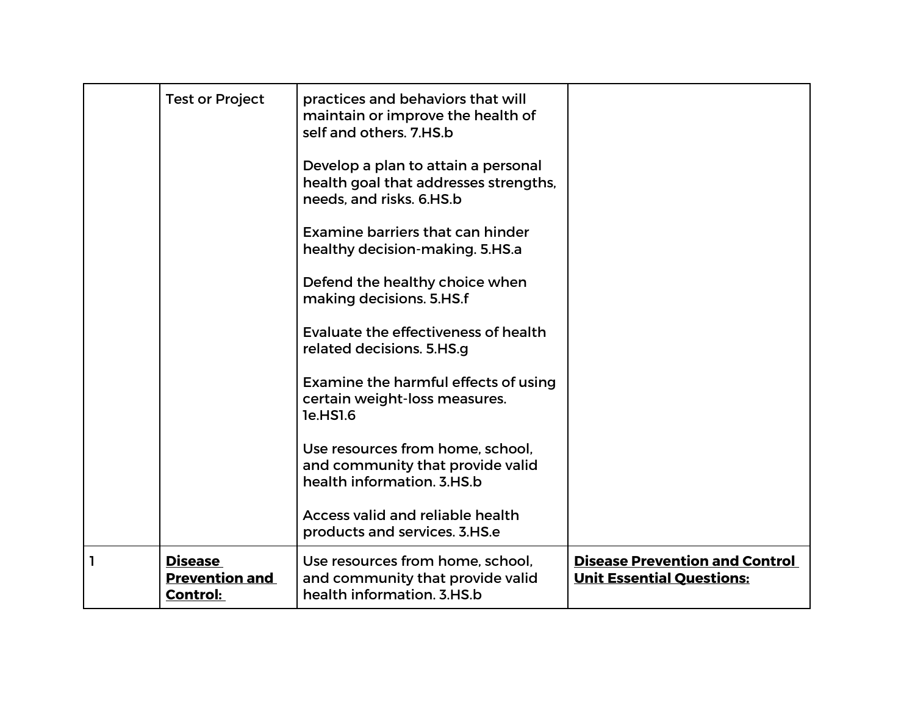| | | | |
|---|---|---|---|
| | Test or Project | practices and behaviors that will maintain or improve the health of self and others. 7.HS.b<br><br>Develop a plan to attain a personal health goal that addresses strengths, needs, and risks. 6.HS.b<br><br>Examine barriers that can hinder healthy decision-making. 5.HS.a<br><br>Defend the healthy choice when making decisions. 5.HS.f<br><br>Evaluate the effectiveness of health related decisions. 5.HS.g<br><br>Examine the harmful effects of using certain weight-loss measures. 1e.HS1.6<br><br>Use resources from home, school, and community that provide valid health information. 3.HS.b<br><br>Access valid and reliable health products and services. 3.HS.e | |
| 1 | <u>**Disease Prevention and Control:**</u> | Use resources from home, school, and community that provide valid health information. 3.HS.b | <u>**Disease Prevention and Control Unit Essential Questions:**</u> |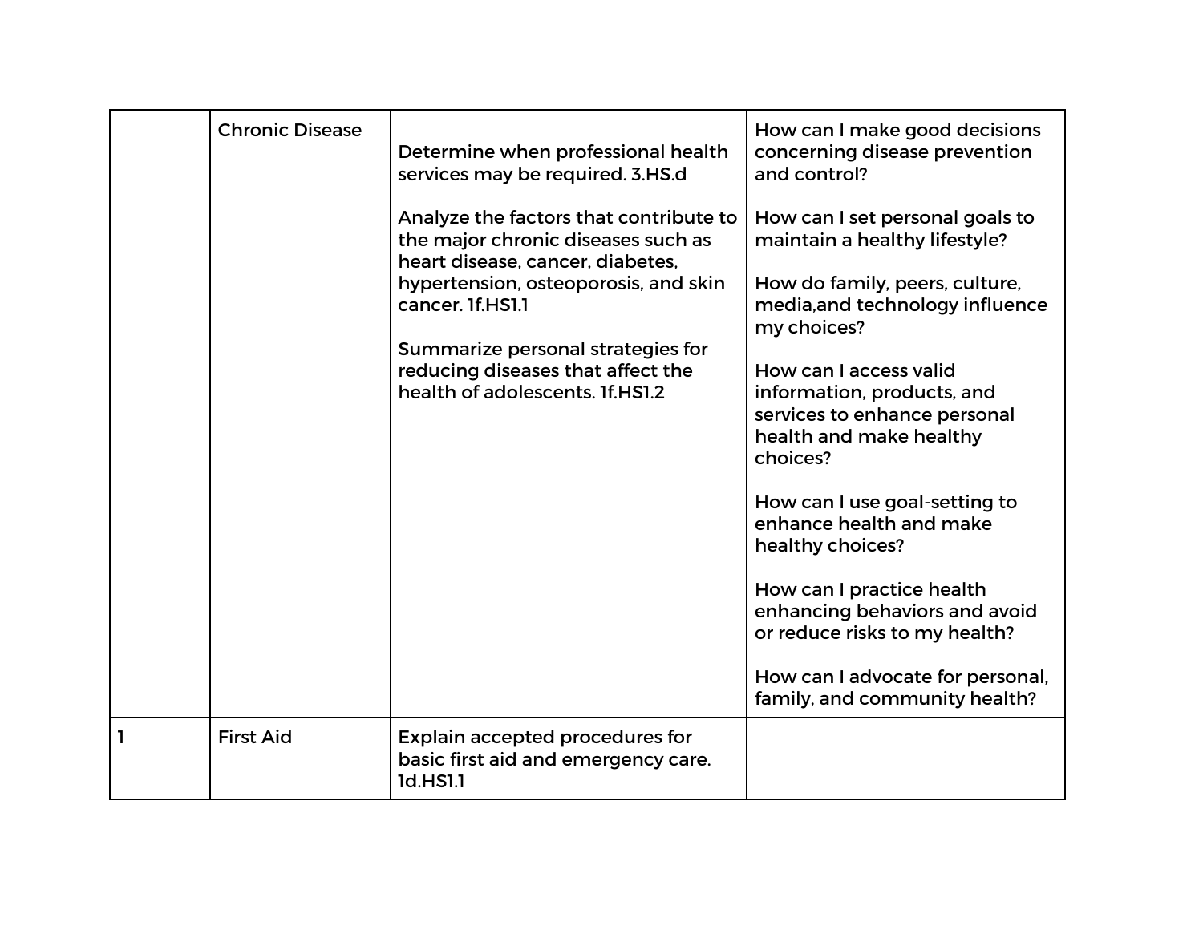| | | | |
|---|---|---|---|
| | Chronic Disease | Determine when professional health services may be required. 3.HS.d<br><br>Analyze the factors that contribute to the major chronic diseases such as heart disease, cancer, diabetes, hypertension, osteoporosis, and skin cancer. 1f.HS1.1<br><br>Summarize personal strategies for reducing diseases that affect the health of adolescents. 1f.HS1.2 | How can I make good decisions concerning disease prevention and control?<br><br>How can I set personal goals to maintain a healthy lifestyle?<br><br>How do family, peers, culture, media,and technology influence my choices?<br><br>How can I access valid information, products, and services to enhance personal health and make healthy choices?<br><br>How can I use goal-setting to enhance health and make healthy choices?<br><br>How can I practice health enhancing behaviors and avoid or reduce risks to my health?<br><br>How can I advocate for personal, family, and community health? |
| 1 | First Aid | Explain accepted procedures for basic first aid and emergency care. 1d.HS1.1 | |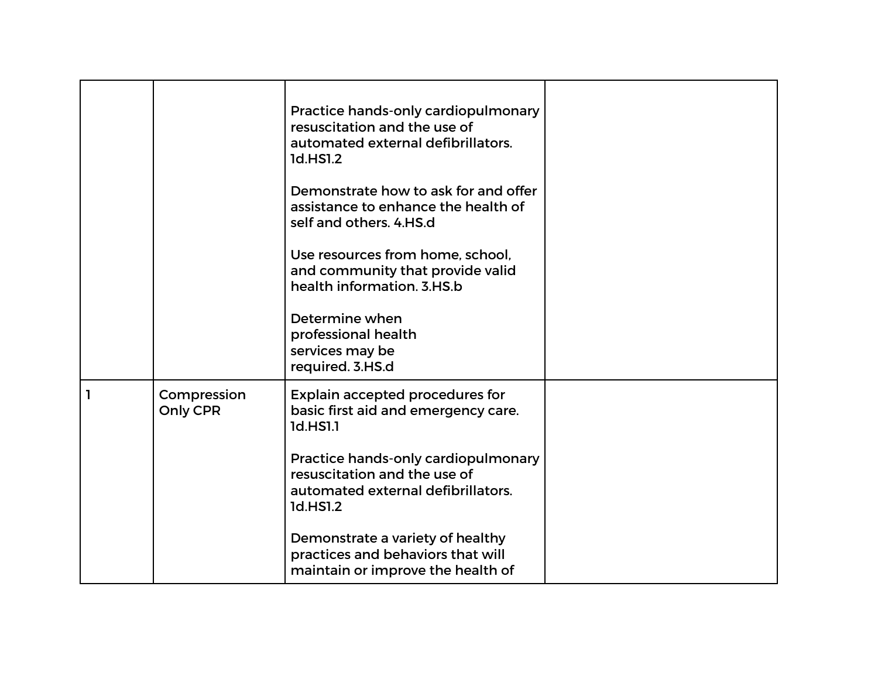| | | | |
|---|---|---|---|
| | | Practice hands-only cardiopulmonary resuscitation and the use of automated external defibrillators. 1d.HS1.2<br><br>Demonstrate how to ask for and offer assistance to enhance the health of self and others. 4.HS.d<br><br>Use resources from home, school, and community that provide valid health information. 3.HS.b<br><br>Determine when professional health services may be required. 3.HS.d | |
| 1 | Compression Only CPR | Explain accepted procedures for basic first aid and emergency care. 1d.HS1.1<br><br>Practice hands-only cardiopulmonary resuscitation and the use of automated external defibrillators. 1d.HS1.2<br><br>Demonstrate a variety of healthy practices and behaviors that will maintain or improve the health of | |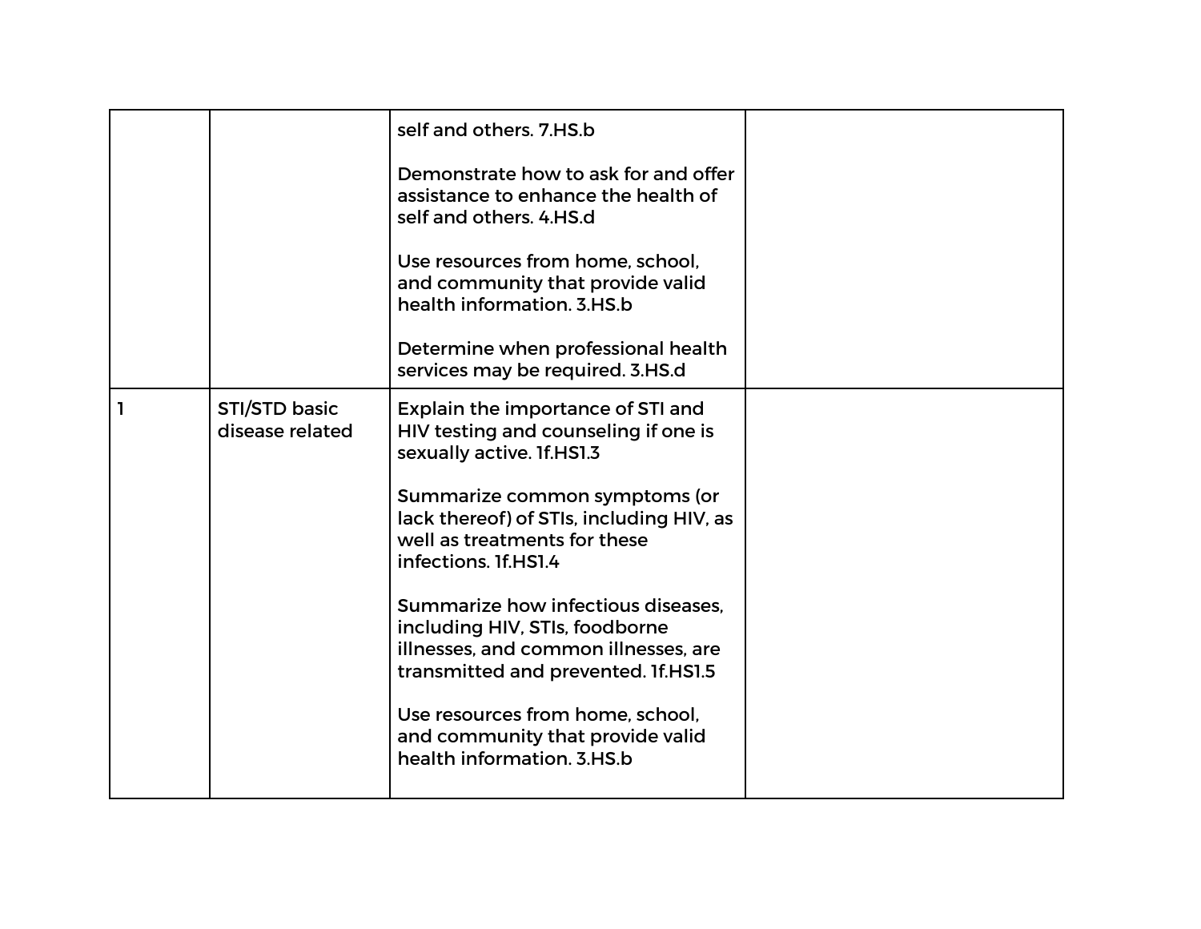| | | | |
|---|---|---|---|
| | | self and others. 7.HS.b<br><br>Demonstrate how to ask for and offer assistance to enhance the health of self and others. 4.HS.d<br><br>Use resources from home, school, and community that provide valid health information. 3.HS.b<br><br>Determine when professional health services may be required. 3.HS.d | |
| 1 | STI/STD basic disease related | Explain the importance of STI and HIV testing and counseling if one is sexually active. 1f.HS1.3<br><br>Summarize common symptoms (or lack thereof) of STIs, including HIV, as well as treatments for these infections. 1f.HS1.4<br><br>Summarize how infectious diseases, including HIV, STIs, foodborne illnesses, and common illnesses, are transmitted and prevented. 1f.HS1.5<br><br>Use resources from home, school, and community that provide valid health information. 3.HS.b | |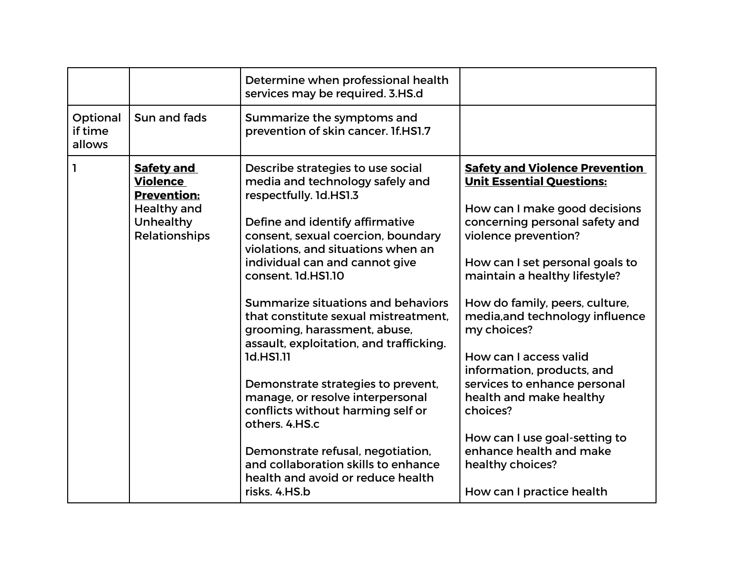| | | | |
|---|---|---|---|
| | | Determine when professional health services may be required. 3.HS.d | |
| Optional if time allows | Sun and fads | Summarize the symptoms and prevention of skin cancer. 1f.HS1.7 | |
| 1 | **Safety and Violence Prevention:** Healthy and Unhealthy Relationships | Describe strategies to use social media and technology safely and respectfully. 1d.HS1.3<br><br>Define and identify affirmative consent, sexual coercion, boundary violations, and situations when an individual can and cannot give consent. 1d.HS1.10<br><br>Summarize situations and behaviors that constitute sexual mistreatment, grooming, harassment, abuse, assault, exploitation, and trafficking. 1d.HS1.11<br><br>Demonstrate strategies to prevent, manage, or resolve interpersonal conflicts without harming self or others. 4.HS.c<br><br>Demonstrate refusal, negotiation, and collaboration skills to enhance health and avoid or reduce health risks. 4.HS.b | **Safety and Violence Prevention Unit Essential Questions:**<br><br>How can I make good decisions concerning personal safety and violence prevention?<br><br>How can I set personal goals to maintain a healthy lifestyle?<br><br>How do family, peers, culture, media,and technology influence my choices?<br><br>How can I access valid information, products, and services to enhance personal health and make healthy choices?<br><br>How can I use goal-setting to enhance health and make healthy choices?<br><br>How can I practice health |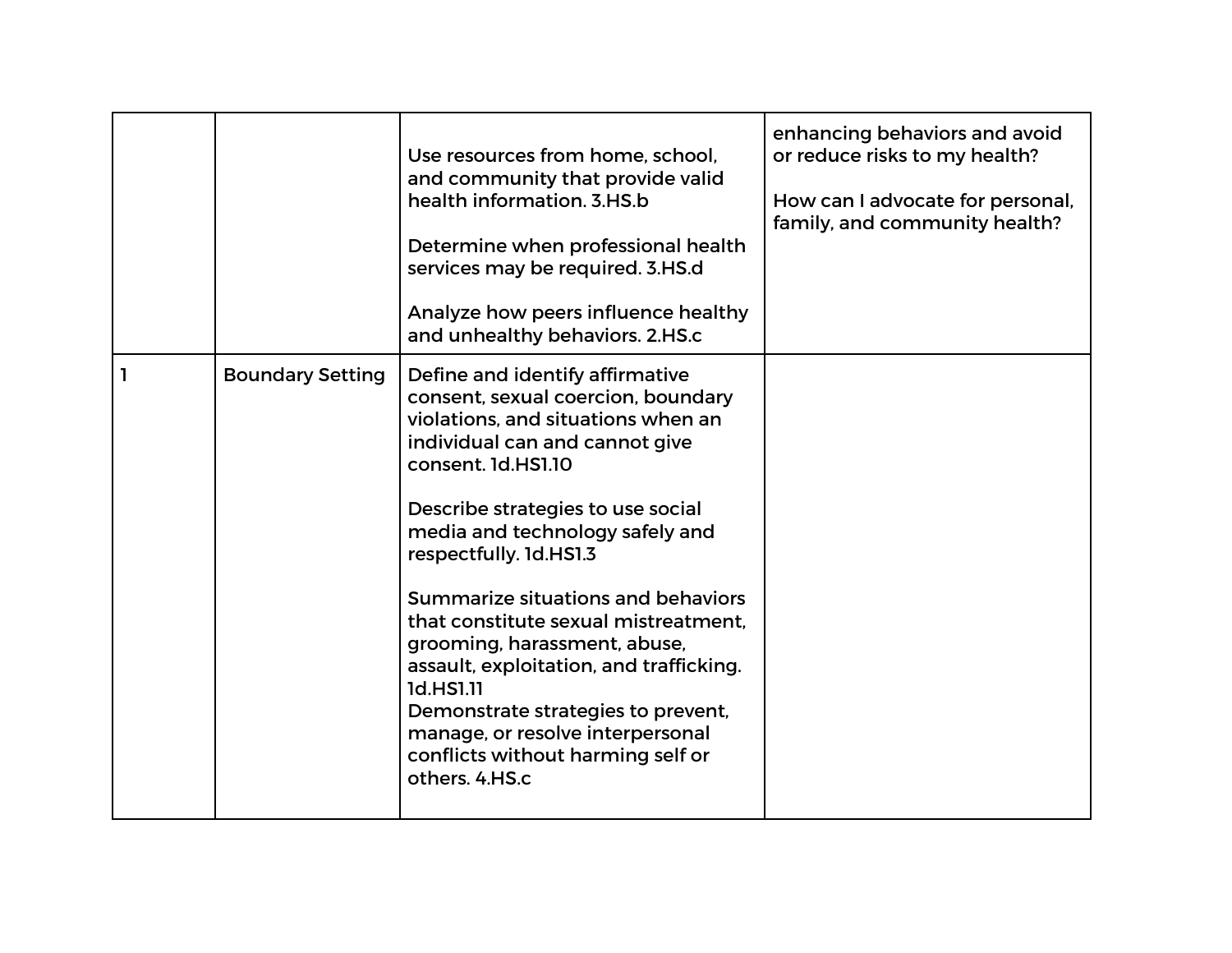| | | | |
|---|---|---|---|
| | | Use resources from home, school, and community that provide valid health information. 3.HS.b<br><br>Determine when professional health services may be required. 3.HS.d<br><br>Analyze how peers influence healthy and unhealthy behaviors. 2.HS.c | enhancing behaviors and avoid or reduce risks to my health?<br><br>How can I advocate for personal, family, and community health? |
| 1 | Boundary Setting | Define and identify affirmative consent, sexual coercion, boundary violations, and situations when an individual can and cannot give consent. 1d.HS1.10<br><br>Describe strategies to use social media and technology safely and respectfully. 1d.HS1.3<br><br>Summarize situations and behaviors that constitute sexual mistreatment, grooming, harassment, abuse, assault, exploitation, and trafficking. 1d.HS1.11<br>Demonstrate strategies to prevent, manage, or resolve interpersonal conflicts without harming self or others. 4.HS.c | |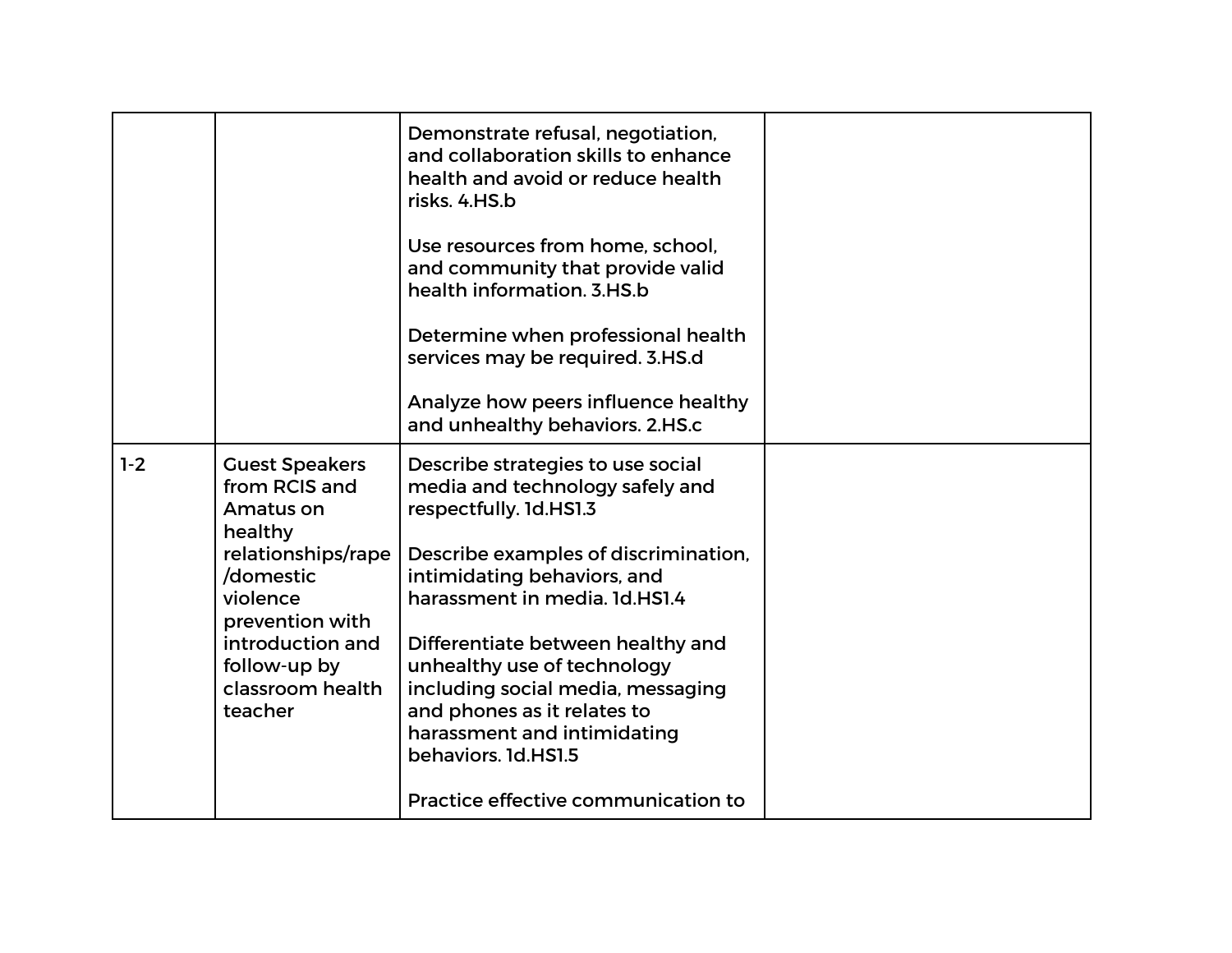| | | | |
|---|---|---|---|
| | | Demonstrate refusal, negotiation, and collaboration skills to enhance health and avoid or reduce health risks. 4.HS.b<br><br>Use resources from home, school, and community that provide valid health information. 3.HS.b<br><br>Determine when professional health services may be required. 3.HS.d<br><br>Analyze how peers influence healthy and unhealthy behaviors. 2.HS.c | |
| 1-2 | Guest Speakers from RCIS and Amatus on healthy relationships/rape/domestic violence prevention with introduction and follow-up by classroom health teacher | Describe strategies to use social media and technology safely and respectfully. 1d.HS1.3<br><br>Describe examples of discrimination, intimidating behaviors, and harassment in media. 1d.HS1.4<br><br>Differentiate between healthy and unhealthy use of technology including social media, messaging and phones as it relates to harassment and intimidating behaviors. 1d.HS1.5<br><br>Practice effective communication to | |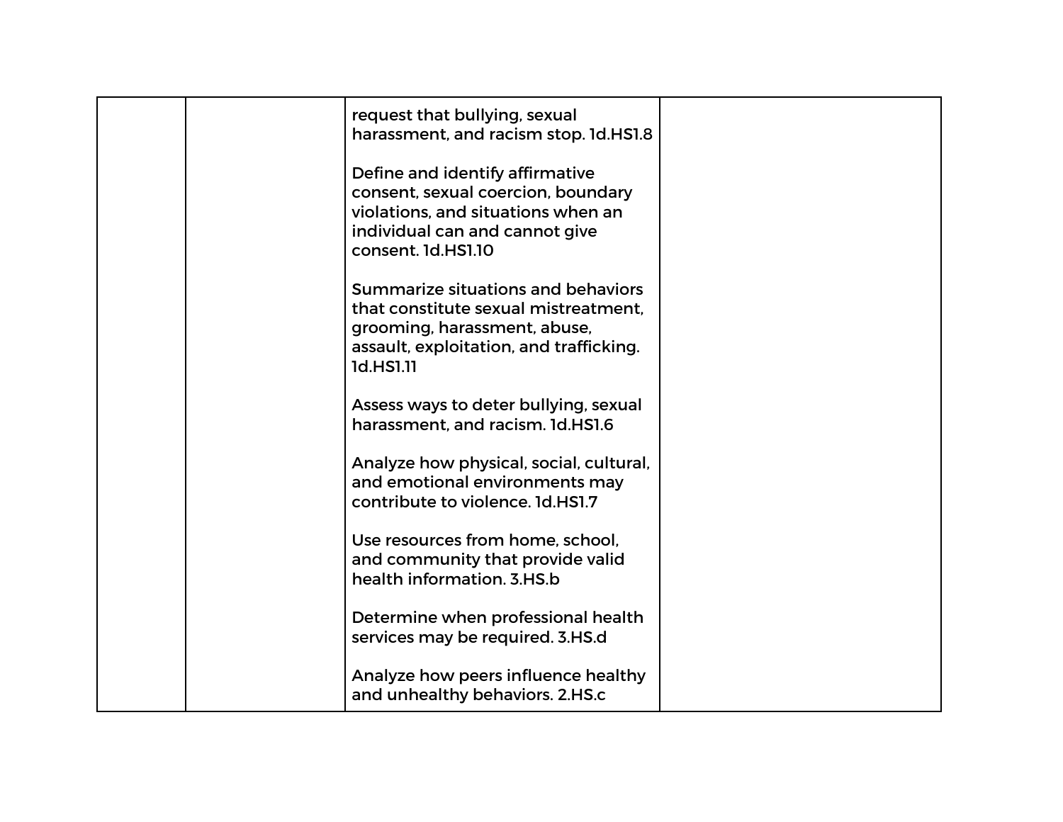| | | | |
|---|---|---|---|
| | | request that bullying, sexual harassment, and racism stop. 1d.HS1.8<br><br>Define and identify affirmative consent, sexual coercion, boundary violations, and situations when an individual can and cannot give consent. 1d.HS1.10<br><br>Summarize situations and behaviors that constitute sexual mistreatment, grooming, harassment, abuse, assault, exploitation, and trafficking. 1d.HS1.11<br><br>Assess ways to deter bullying, sexual harassment, and racism. 1d.HS1.6<br><br>Analyze how physical, social, cultural, and emotional environments may contribute to violence. 1d.HS1.7<br><br>Use resources from home, school, and community that provide valid health information. 3.HS.b<br><br>Determine when professional health services may be required. 3.HS.d<br><br>Analyze how peers influence healthy and unhealthy behaviors. 2.HS.c | |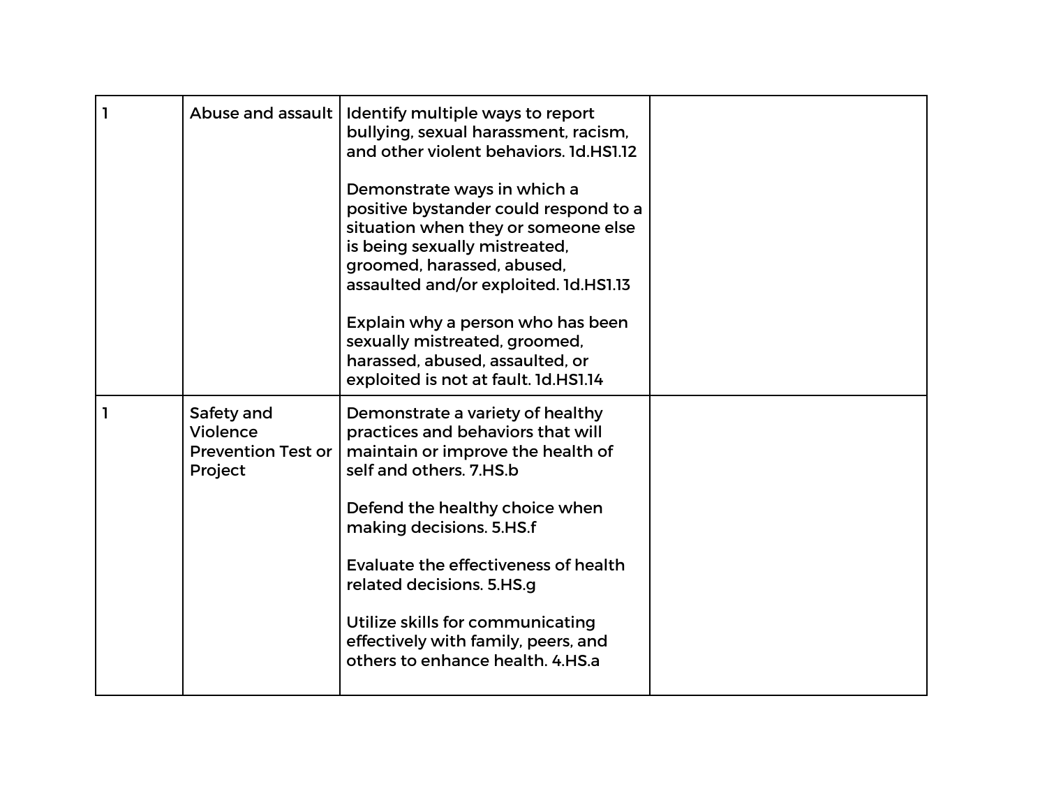| | | | |
|---|---|---|---|
| 1 | Abuse and assault | Identify multiple ways to report bullying, sexual harassment, racism, and other violent behaviors. 1d.HS1.12<br><br>Demonstrate ways in which a positive bystander could respond to a situation when they or someone else is being sexually mistreated, groomed, harassed, abused, assaulted and/or exploited. 1d.HS1.13<br><br>Explain why a person who has been sexually mistreated, groomed, harassed, abused, assaulted, or exploited is not at fault. 1d.HS1.14 | |
| 1 | Safety and Violence Prevention Test or Project | Demonstrate a variety of healthy practices and behaviors that will maintain or improve the health of self and others. 7.HS.b<br><br>Defend the healthy choice when making decisions. 5.HS.f<br><br>Evaluate the effectiveness of health related decisions. 5.HS.g<br><br>Utilize skills for communicating effectively with family, peers, and others to enhance health. 4.HS.a | |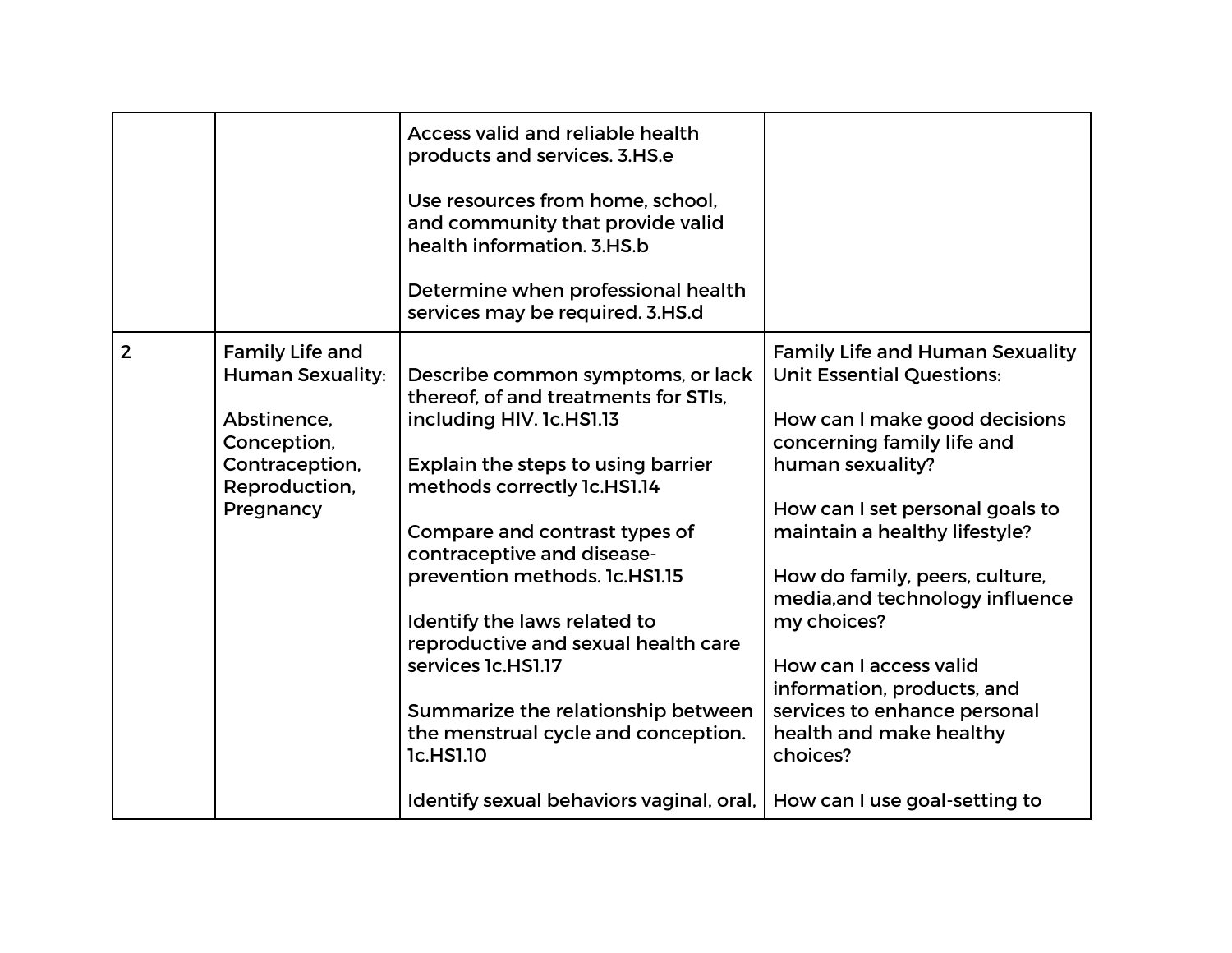| | | | |
|---|---|---|---|
| | | Access valid and reliable health products and services. 3.HS.e<br><br>Use resources from home, school, and community that provide valid health information. 3.HS.b<br><br>Determine when professional health services may be required. 3.HS.d | |
| 2 | Family Life and Human Sexuality:<br><br>Abstinence, Conception, Contraception, Reproduction, Pregnancy | Describe common symptoms, or lack thereof, of and treatments for STIs, including HIV. 1c.HS1.13<br><br>Explain the steps to using barrier methods correctly 1c.HS1.14<br><br>Compare and contrast types of contraceptive and disease-prevention methods. 1c.HS1.15<br><br>Identify the laws related to reproductive and sexual health care services 1c.HS1.17<br><br>Summarize the relationship between the menstrual cycle and conception. 1c.HS1.10<br><br>Identify sexual behaviors vaginal, oral, | Family Life and Human Sexuality Unit Essential Questions:<br><br>How can I make good decisions concerning family life and human sexuality?<br><br>How can I set personal goals to maintain a healthy lifestyle?<br><br>How do family, peers, culture, media,and technology influence my choices?<br><br>How can I access valid information, products, and services to enhance personal health and make healthy choices?<br><br>How can I use goal-setting to |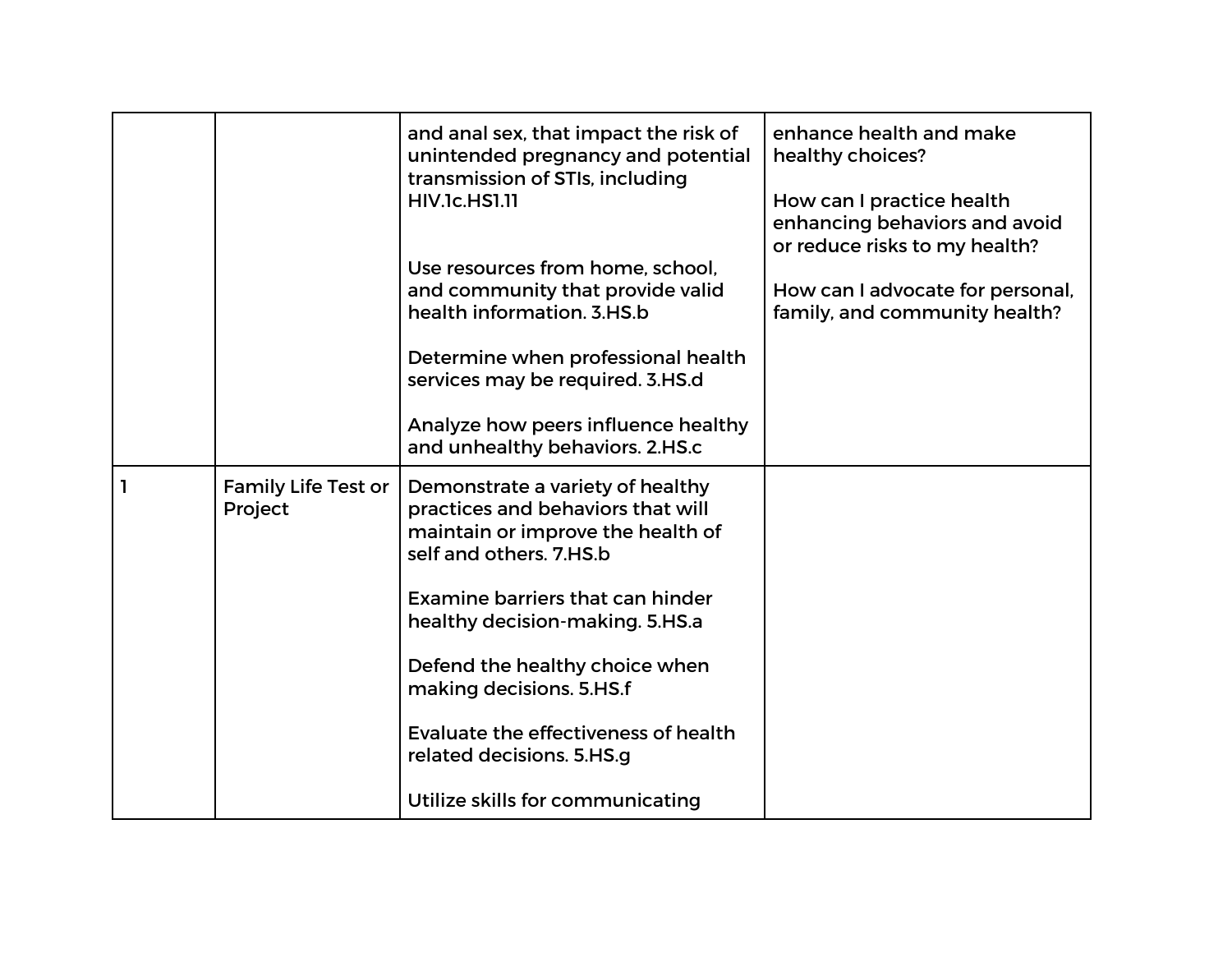| | | | |
|---|---|---|---|
| | | and anal sex, that impact the risk of unintended pregnancy and potential transmission of STIs, including HIV.1c.HS1.11<br><br>Use resources from home, school, and community that provide valid health information. 3.HS.b<br><br>Determine when professional health services may be required. 3.HS.d<br><br>Analyze how peers influence healthy and unhealthy behaviors. 2.HS.c | enhance health and make healthy choices?<br><br>How can I practice health enhancing behaviors and avoid or reduce risks to my health?<br><br>How can I advocate for personal, family, and community health? |
| 1 | Family Life Test or Project | Demonstrate a variety of healthy practices and behaviors that will maintain or improve the health of self and others. 7.HS.b<br><br>Examine barriers that can hinder healthy decision-making. 5.HS.a<br><br>Defend the healthy choice when making decisions. 5.HS.f<br><br>Evaluate the effectiveness of health related decisions. 5.HS.g<br><br>Utilize skills for communicating | |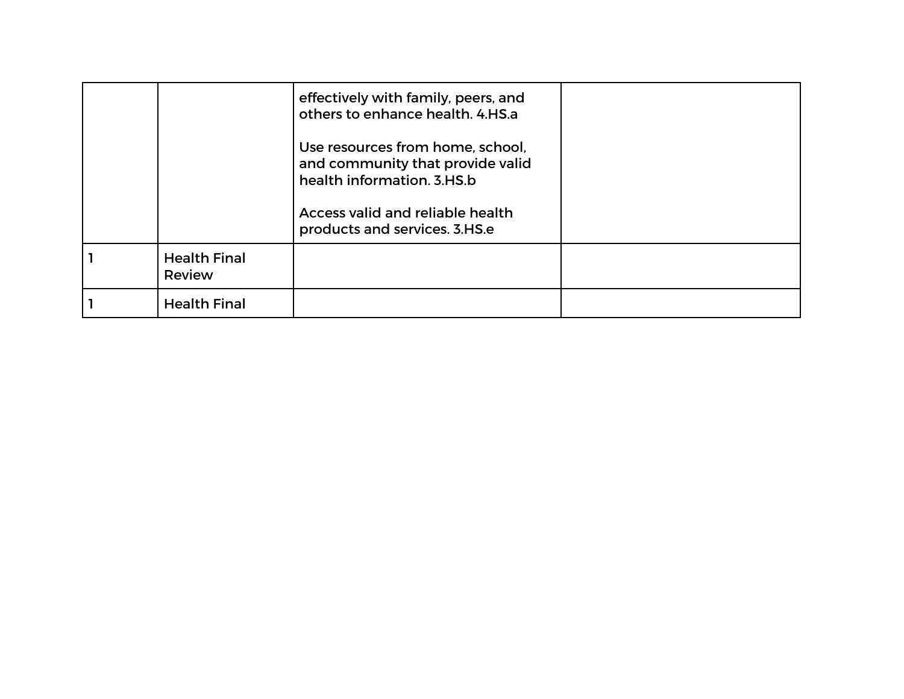| | | | |
|---|---|---|---|
| | | effectively with family, peers, and others to enhance health. 4.HS.a<br><br>Use resources from home, school, and community that provide valid health information. 3.HS.b<br><br>Access valid and reliable health products and services. 3.HS.e | |
| 1 | Health Final Review | | |
| 1 | Health Final | | |